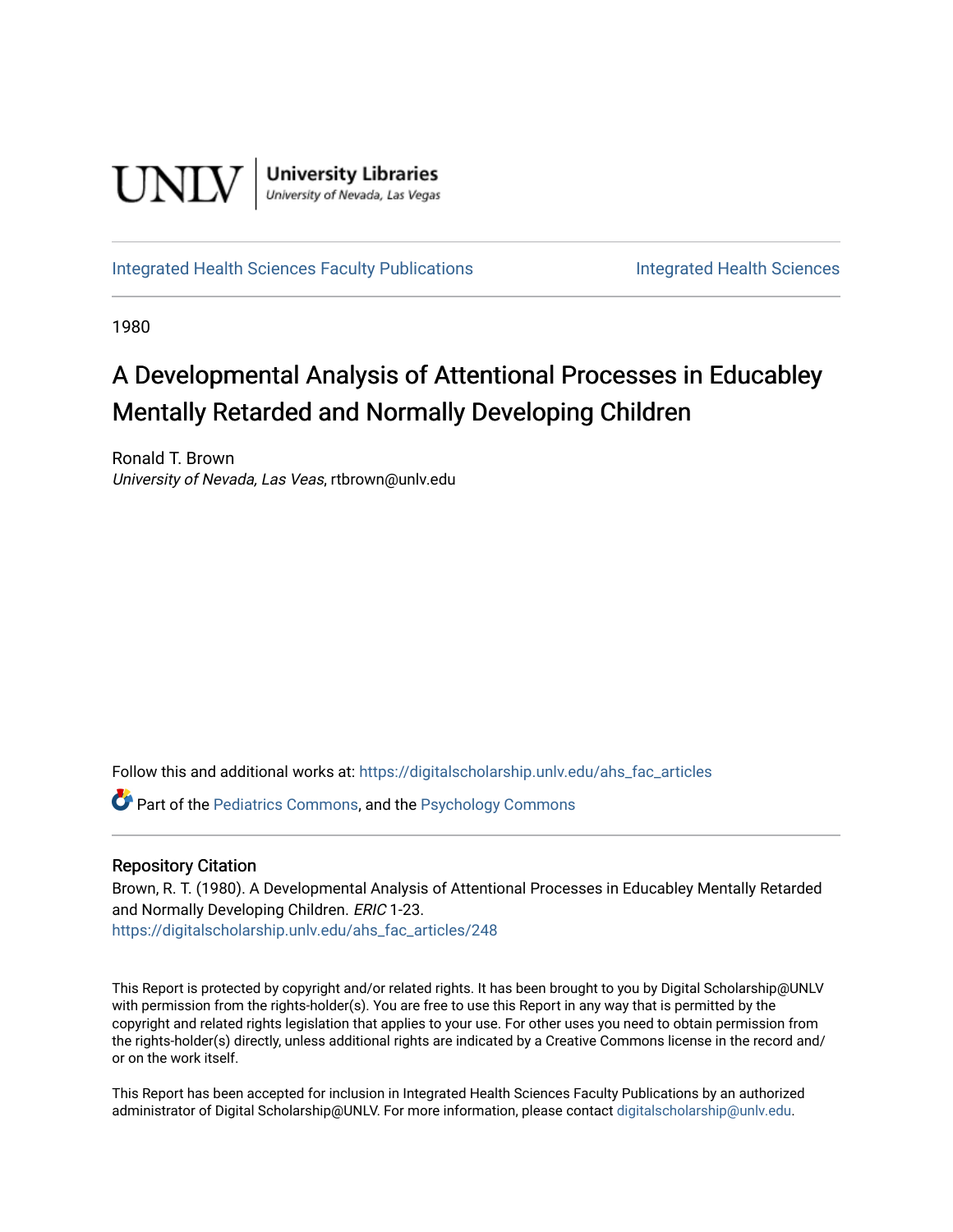UNLV | University Libraries
University of Nevada, Las Vegas

Integrated Health Sciences Faculty Publications | Integrated Health Sciences

1980

# A Developmental Analysis of Attentional Processes in Educabley Mentally Retarded and Normally Developing Children

Ronald T. Brown
*University of Nevada, Las Veas*, rtbrown@unlv.edu

Follow this and additional works at: https://digitalscholarship.unlv.edu/ahs_fac_articles

Part of the Pediatrics Commons, and the Psychology Commons

## Repository Citation

Brown, R. T. (1980). A Developmental Analysis of Attentional Processes in Educabley Mentally Retarded and Normally Developing Children. *ERIC* 1-23.
https://digitalscholarship.unlv.edu/ahs_fac_articles/248

This Report is protected by copyright and/or related rights. It has been brought to you by Digital Scholarship@UNLV with permission from the rights-holder(s). You are free to use this Report in any way that is permitted by the copyright and related rights legislation that applies to your use. For other uses you need to obtain permission from the rights-holder(s) directly, unless additional rights are indicated by a Creative Commons license in the record and/or on the work itself.

This Report has been accepted for inclusion in Integrated Health Sciences Faculty Publications by an authorized administrator of Digital Scholarship@UNLV. For more information, please contact digitalscholarship@unlv.edu.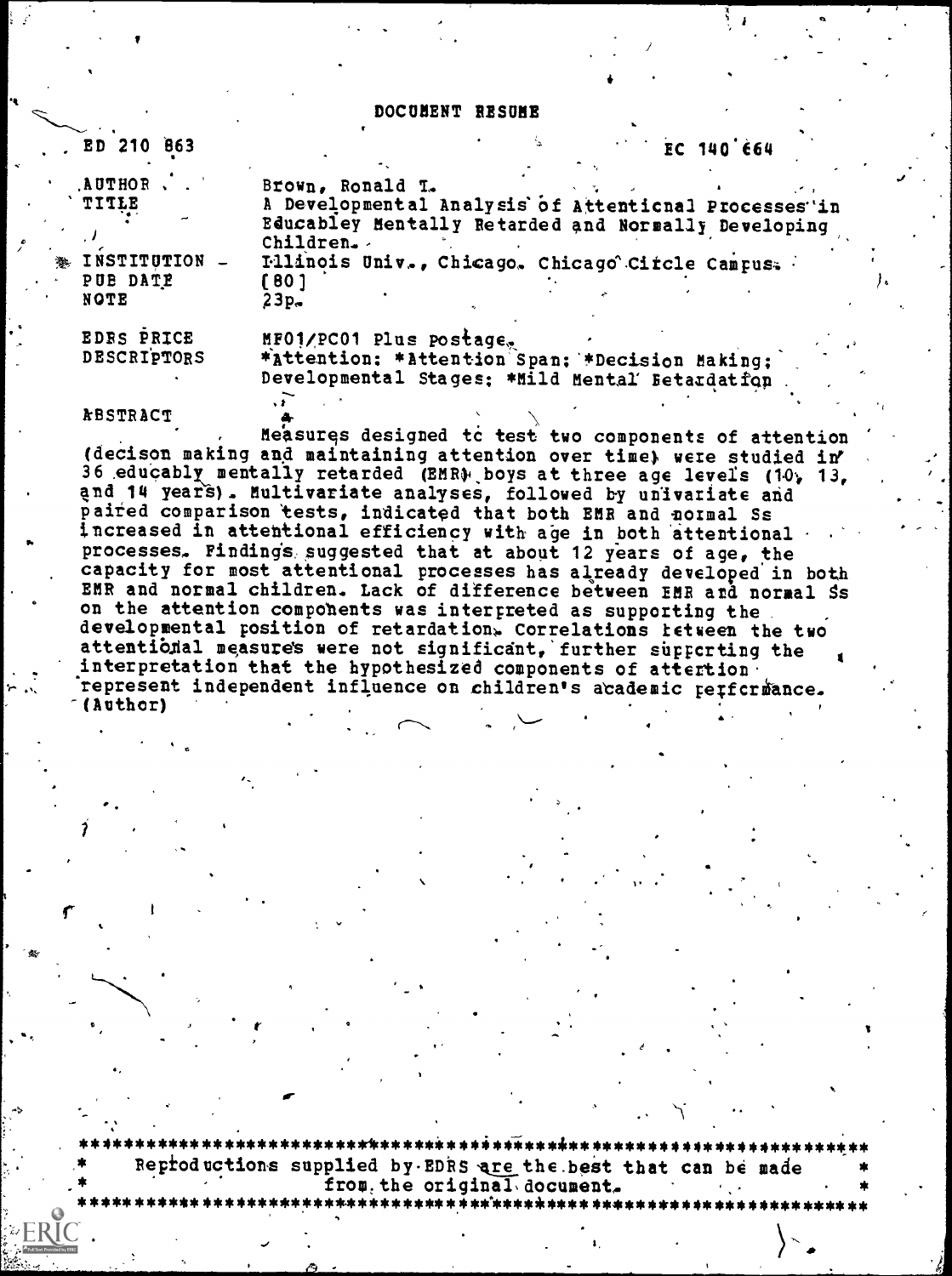# DOCUMENT RESUME

| | |
|---|---|
| ED 210 863 | EC 140 664 |
| AUTHOR | Brown, Ronald T. |
| TITLE | A Developmental Analysis of Attentional Processes in Educabley Mentally Retarded and Normally Developing Children. |
| INSTITUTION | Illinois Univ., Chicago. Chicago Circle Campus. |
| PUB DATE | [80] |
| NOTE | 23p. |
| EDRS PRICE | MF01/PC01 Plus Postage. |
| DESCRIPTORS | *Attention; *Attention Span; *Decision Making; Developmental Stages; *Mild Mental Retardation |

ABSTRACT

Measures designed to test two components of attention (decison making and maintaining attention over time) were studied in 36 educably mentally retarded (EMR) boys at three age levels (10, 13, and 14 years). Multivariate analyses, followed by univariate and paired comparison tests, indicated that both EMR and normal Ss increased in attentional efficiency with age in both attentional processes. Findings suggested that at about 12 years of age, the capacity for most attentional processes has already developed in both EMR and normal children. Lack of difference between EMR and normal Ss on the attention components was interpreted as supporting the developmental position of retardation. Correlations between the two attentional measures were not significant, further supporting the interpretation that the hypothesized components of attention represent independent influence on children's academic performance. (Author)

***********************************************************************
* Reproductions supplied by EDRS are the best that can be made *
* from the original document. *
***********************************************************************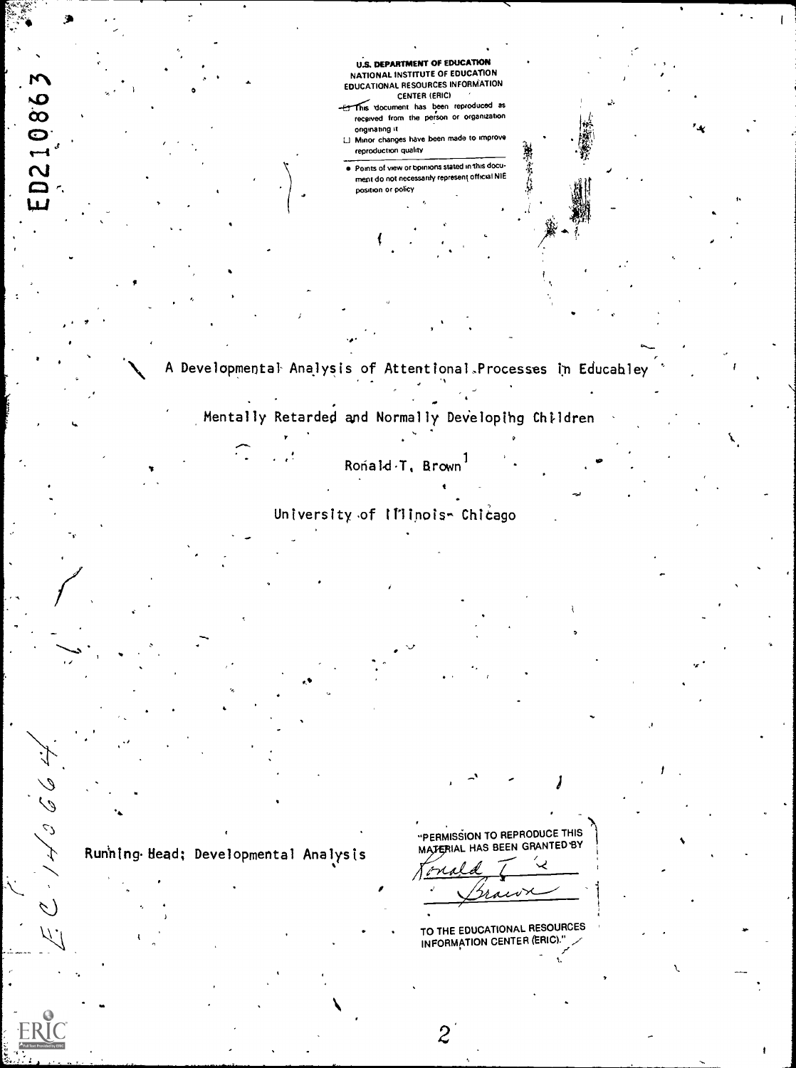U.S. DEPARTMENT OF EDUCATION
NATIONAL INSTITUTE OF EDUCATION
EDUCATIONAL RESOURCES INFORMATION CENTER (ERIC)

- This document has been reproduced as received from the person or organization originating it
- Minor changes have been made to improve reproduction quality
- Points of view or opinions stated in this document do not necessarily represent official NIE position or policy

ED210863

# A Developmental Analysis of Attentional Processes in Educabley Mentally Retarded and Normally Developing Children

Ronald T. Brown[1]

University of Illinois- Chicago

Running Head; Developmental Analysis

"PERMISSION TO REPRODUCE THIS MATERIAL HAS BEEN GRANTED BY
Ronald T. Brown
TO THE EDUCATIONAL RESOURCES INFORMATION CENTER (ERIC)."

EC 140664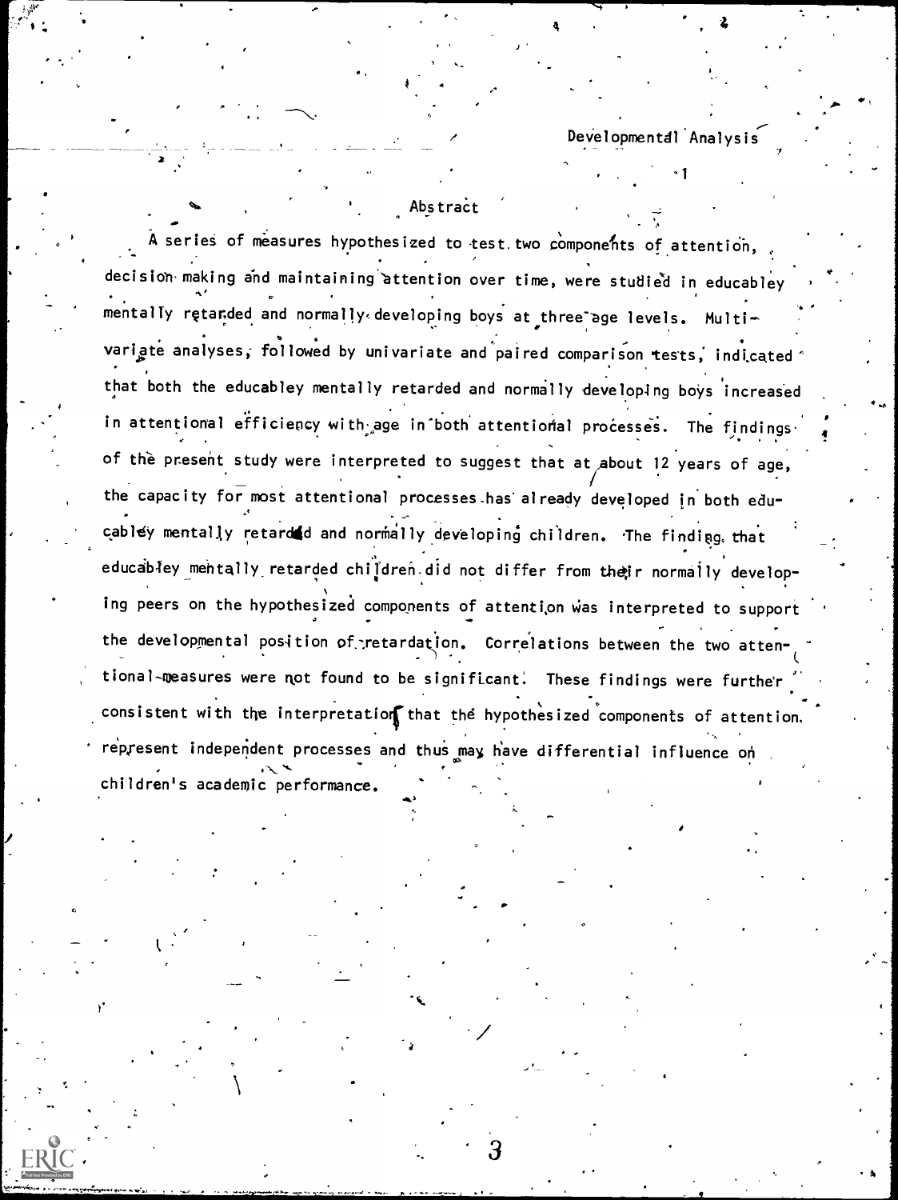## Abstract

A series of measures hypothesized to test two components of attention, decision making and maintaining attention over time, were studied in educabley mentally retarded and normally developing boys at three age levels. Multivariate analyses, followed by univariate and paired comparison tests, indicated that both the educabley mentally retarded and normally developing boys increased in attentional efficiency with age in both attentional processes. The findings of the present study were interpreted to suggest that at about 12 years of age, the capacity for most attentional processes has already developed in both educabley mentally retarded and normally developing children. The finding that educabley mentally retarded children did not differ from their normally developing peers on the hypothesized components of attention was interpreted to support the developmental position of retardation. Correlations between the two attentional measures were not found to be significant. These findings were further consistent with the interpretation that the hypothesized components of attention represent independent processes and thus may have differential influence on children's academic performance.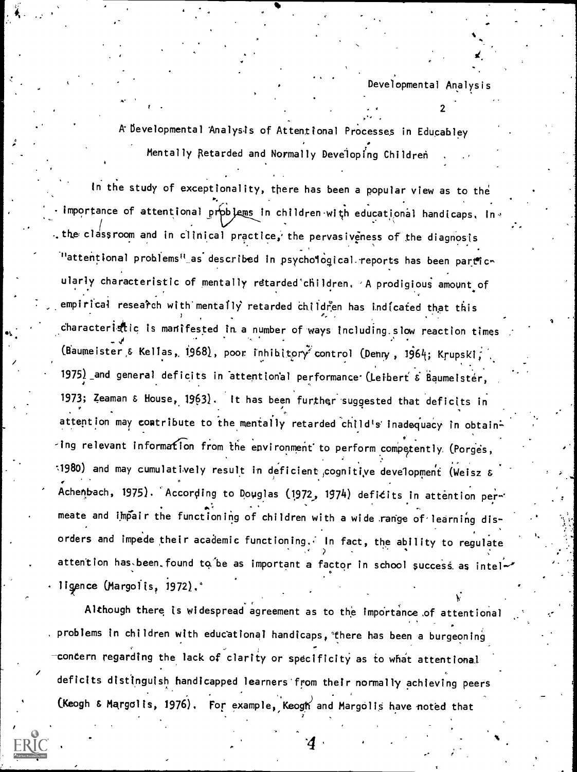# A Developmental Analysis of Attentional Processes in Educabley Mentally Retarded and Normally Developing Children

In the study of exceptionality, there has been a popular view as to the importance of attentional problems in children with educational handicaps. In the classroom and in clinical practice, the pervasiveness of the diagnosis "attentional problems" as described in psychological reports has been particularly characteristic of mentally retarded children. A prodigious amount of empirical research with mentally retarded children has indicated that this characteristic is manifested in a number of ways including slow reaction times (Baumeister & Kellas, 1968), poor inhibitory control (Denny, 1964; Krupski, 1975) and general deficits in attentional performance (Leibert & Baumeister, 1973; Zeaman & House, 1963). It has been further suggested that deficits in attention may contribute to the mentally retarded child's inadequacy in obtaining relevant information from the environment to perform competently (Porges, 1980) and may cumulatively result in deficient cognitive development (Weisz & Achenbach, 1975). According to Douglas (1972, 1974) deficits in attention permeate and impair the functioning of children with a wide range of learning disorders and impede their academic functioning. In fact, the ability to regulate attention has been found to be as important a factor in school success as intelligence (Margolis, 1972).

Although there is widespread agreement as to the importance of attentional problems in children with educational handicaps, there has been a burgeoning concern regarding the lack of clarity or specificity as to what attentional deficits distinguish handicapped learners from their normally achieving peers (Keogh & Margolis, 1976). For example, Keogh and Margolis have noted that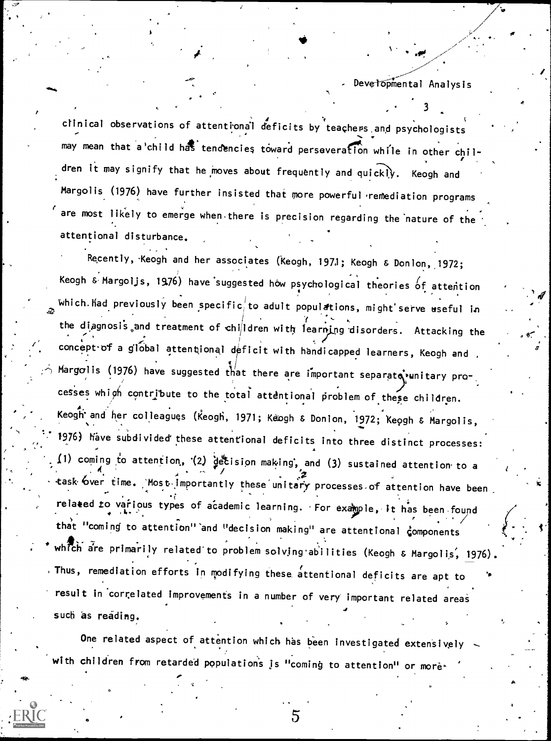clinical observations of attentional deficits by teachers and psychologists may mean that a child has tendencies toward perseveration while in other children it may signify that he moves about frequently and quickly. Keogh and Margolis (1976) have further insisted that more powerful remediation programs are most likely to emerge when there is precision regarding the nature of the attentional disturbance.

Recently, Keogh and her associates (Keogh, 1971; Keogh & Donlon, 1972; Keogh & Margolis, 1976) have suggested how psychological theories of attention which had previously been specific to adult populations, might serve useful in the diagnosis and treatment of children with learning disorders. Attacking the concept of a global attentional deficit with handicapped learners, Keogh and Margolis (1976) have suggested that there are important separate unitary processes which contribute to the total attentional problem of these children. Keogh and her colleagues (Keogh, 1971; Keogh & Donlon, 1972; Keogh & Margolis, 1976) have subdivided these attentional deficits into three distinct processes: (1) coming to attention, (2) decision making, and (3) sustained attention to a task over time. Most importantly these unitary processes of attention have been related to various types of academic learning. For example, it has been found that "coming to attention" and "decision making" are attentional components which are primarily related to problem solving abilities (Keogh & Margolis, 1976). Thus, remediation efforts in modifying these attentional deficits are apt to result in correlated improvements in a number of very important related areas such as reading.

One related aspect of attention which has been investigated extensively with children from retarded populations is "coming to attention" or more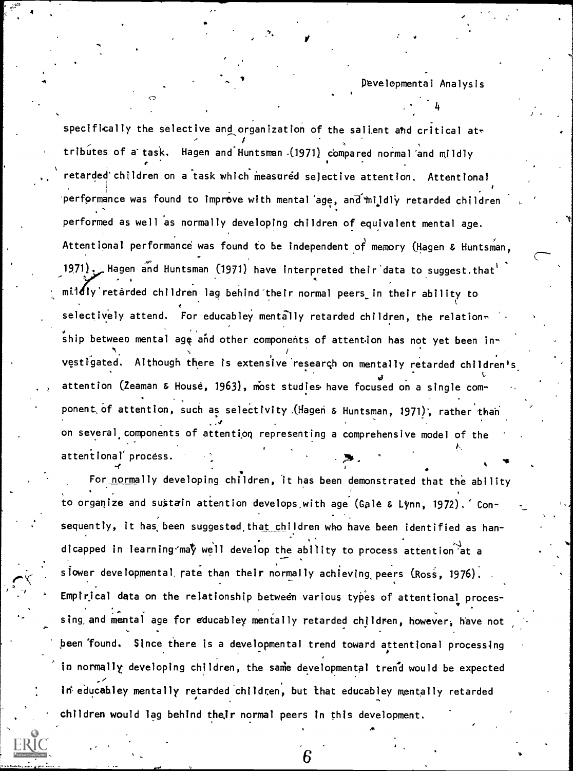specifically the selective and organization of the salient and critical attributes of a task. Hagen and Huntsman (1971) compared normal and mildly retarded children on a task which measured selective attention. Attentional performance was found to improve with mental age, and mildly retarded children performed as well as normally developing children of equivalent mental age. Attentional performance was found to be independent of memory (Hagen & Huntsman, 1971). Hagen and Huntsman (1971) have interpreted their data to suggest that mildly retarded children lag behind their normal peers in their ability to selectively attend. For educabley mentally retarded children, the relationship between mental age and other components of attention has not yet been investigated. Although there is extensive research on mentally retarded children's attention (Zeaman & House, 1963), most studies have focused on a single component of attention, such as selectivity (Hagen & Huntsman, 1971), rather than on several components of attention representing a comprehensive model of the attentional process.

For normally developing children, it has been demonstrated that the ability to organize and sustain attention develops with age (Gale & Lynn, 1972). Consequently, it has been suggested that children who have been identified as handicapped in learning may well develop the ability to process attention at a slower developmental rate than their normally achieving peers (Ross, 1976). Empirical data on the relationship between various types of attentional processing and mental age for educabley mentally retarded children, however, have not been found. Since there is a developmental trend toward attentional processing in normally developing children, the same developmental trend would be expected in educabley mentally retarded children, but that educabley mentally retarded children would lag behind their normal peers in this development.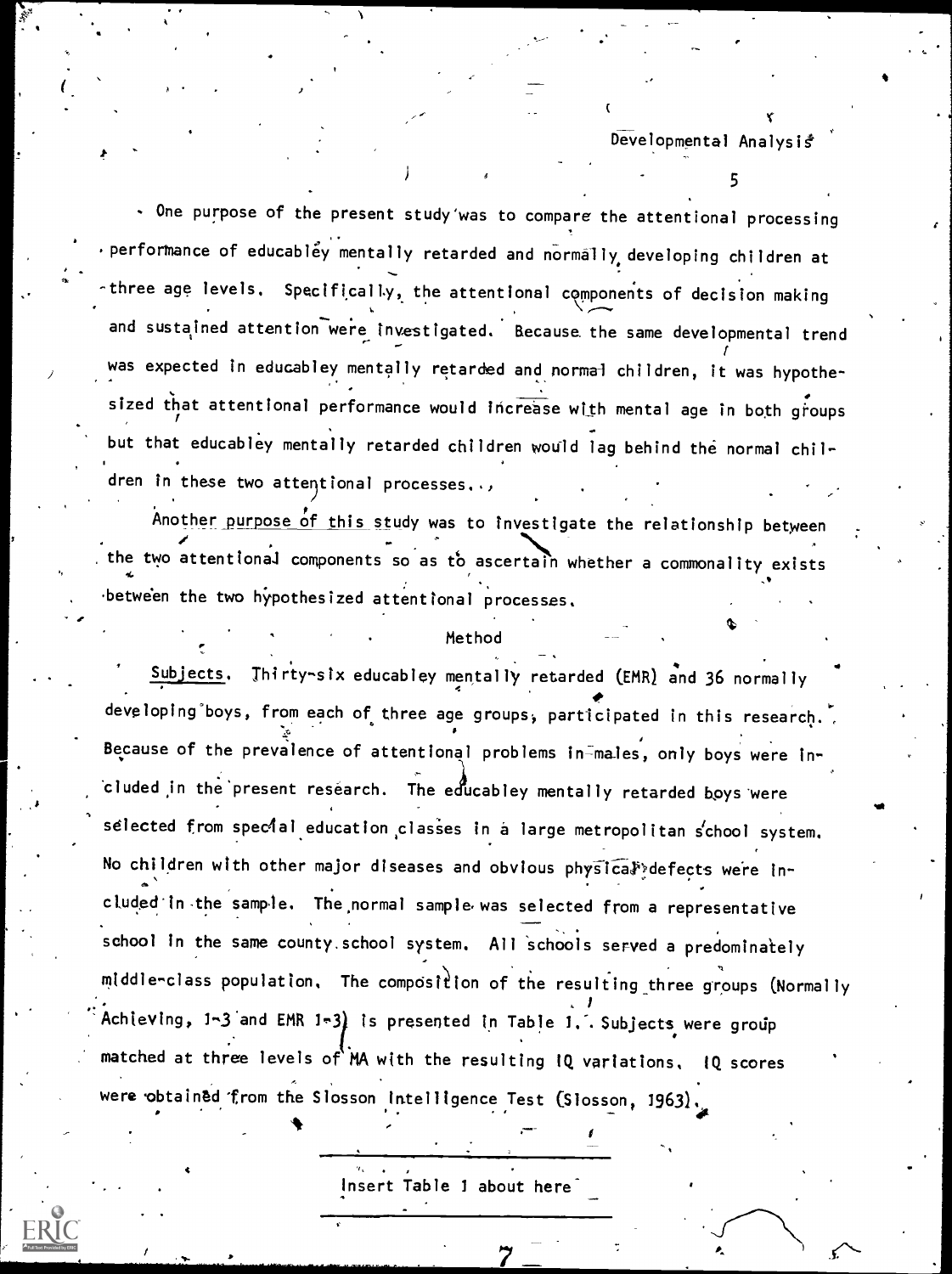One purpose of the present study was to compare the attentional processing performance of educabley mentally retarded and normally developing children at three age levels. Specifically, the attentional components of decision making and sustained attention were investigated. Because the same developmental trend was expected in educabley mentally retarded and normal children, it was hypothesized that attentional performance would increase with mental age in both groups but that educabley mentally retarded children would lag behind the normal children in these two attentional processes.

Another purpose of this study was to investigate the relationship between the two attentional components so as to ascertain whether a commonality exists between the two hypothesized attentional processes.

## Method

Subjects. Thirty-six educabley mentally retarded (EMR) and 36 normally developing boys, from each of three age groups, participated in this research. Because of the prevalence of attentional problems in males, only boys were included in the present research. The educabley mentally retarded boys were selected from special education classes in a large metropolitan school system. No children with other major diseases and obvious physical defects were included in the sample. The normal sample was selected from a representative school in the same county school system. All schools served a predominately middle-class population. The composition of the resulting three groups (Normally Achieving, 1-3 and EMR 1-3) is presented in Table 1. Subjects were group matched at three levels of MA with the resulting IQ variations. IQ scores were obtained from the Slosson Intelligence Test (Slosson, 1963).

Insert Table 1 about here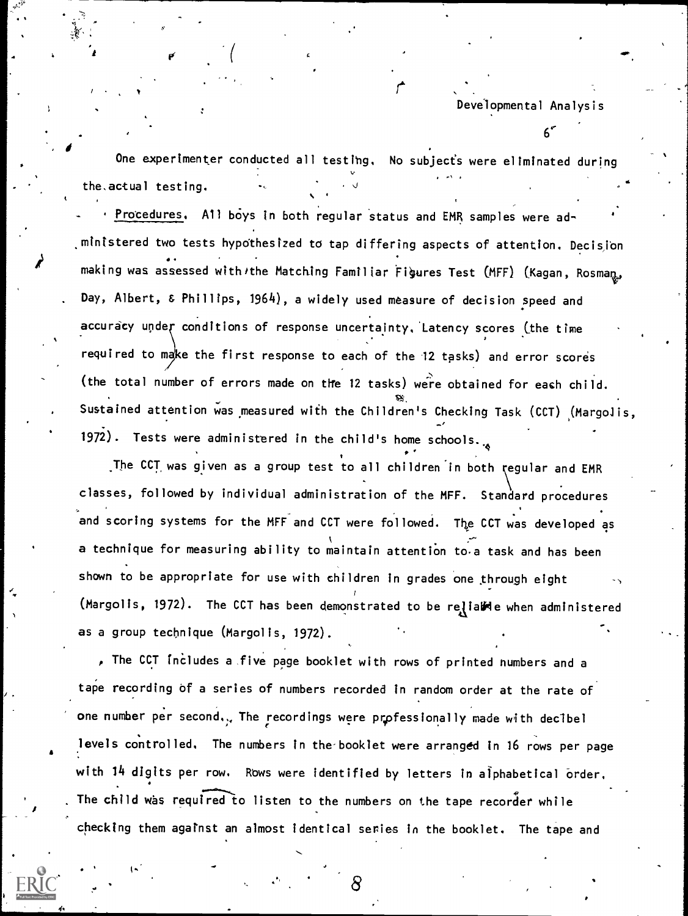One experimenter conducted all testing. No subjects were eliminated during the actual testing.

*Procedures.* All boys in both regular status and EMR samples were administered two tests hypothesized to tap differing aspects of attention. Decision making was assessed with the Matching Familiar Figures Test (MFF) (Kagan, Rosman, Day, Albert, & Phillips, 1964), a widely used measure of decision speed and accuracy under conditions of response uncertainty. Latency scores (the time required to make the first response to each of the 12 tasks) and error scores (the total number of errors made on the 12 tasks) were obtained for each child. Sustained attention was measured with the Children's Checking Task (CCT) (Margolis, 1972). Tests were administered in the child's home schools.

The CCT was given as a group test to all children in both regular and EMR classes, followed by individual administration of the MFF. Standard procedures and scoring systems for the MFF and CCT were followed. The CCT was developed as a technique for measuring ability to maintain attention to a task and has been shown to be appropriate for use with children in grades one through eight (Margolis, 1972). The CCT has been demonstrated to be reliable when administered as a group technique (Margolis, 1972).

The CCT includes a five page booklet with rows of printed numbers and a tape recording of a series of numbers recorded in random order at the rate of one number per second. The recordings were professionally made with decibel levels controlled. The numbers in the booklet were arranged in 16 rows per page with 14 digits per row. Rows were identified by letters in alphabetical order. The child was required to listen to the numbers on the tape recorder while checking them against an almost identical series in the booklet. The tape and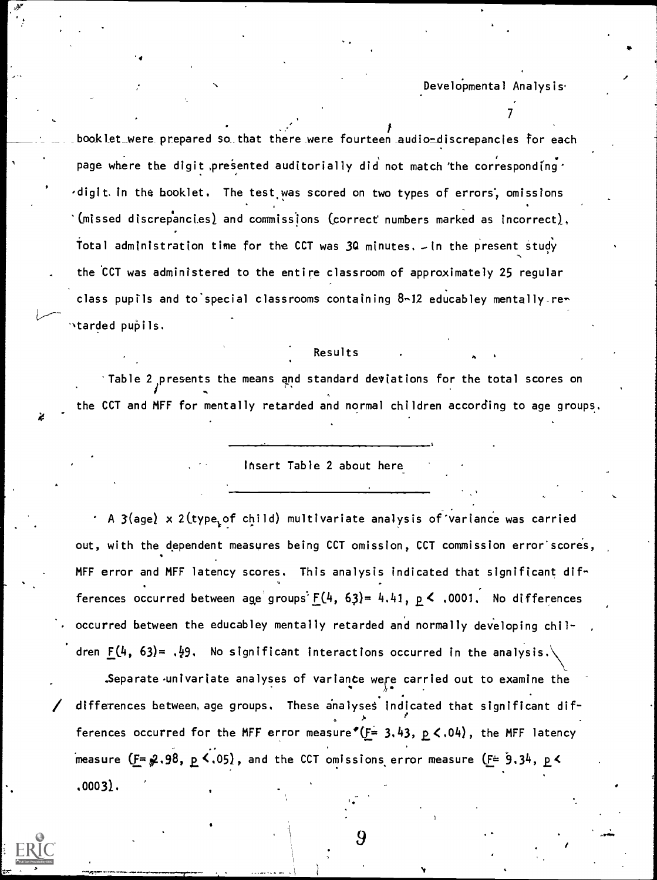booklet were prepared so that there were fourteen audio-discrepancies for each page where the digit presented auditorially did not match the corresponding digit in the booklet. The test was scored on two types of errors, omissions (missed discrepancies) and commissions (correct numbers marked as incorrect). Total administration time for the CCT was 30 minutes. In the present study the CCT was administered to the entire classroom of approximately 25 regular class pupils and to special classrooms containing 8-12 educabley mentally retarded pupils.

## Results

Table 2 presents the means and standard deviations for the total scores on the CCT and MFF for mentally retarded and normal children according to age groups.

---

Insert Table 2 about here

---

A 3(age) x 2(type of child) multivariate analysis of variance was carried out, with the dependent measures being CCT omission, CCT commission error scores, MFF error and MFF latency scores. This analysis indicated that significant differences occurred between age groups $F(4, 63) = 4.41$, $p < .0001$. No differences occurred between the educabley mentally retarded and normally developing children $F(4, 63) = .49$. No significant interactions occurred in the analysis.

Separate univariate analyses of variance were carried out to examine the differences between age groups. These analyses indicated that significant differences occurred for the MFF error measure ($F = 3.43$, $p < .04$), the MFF latency measure ($F = 2.98$, $p < .05$), and the CCT omissions error measure ($F = 9.34$, $p < .0003$).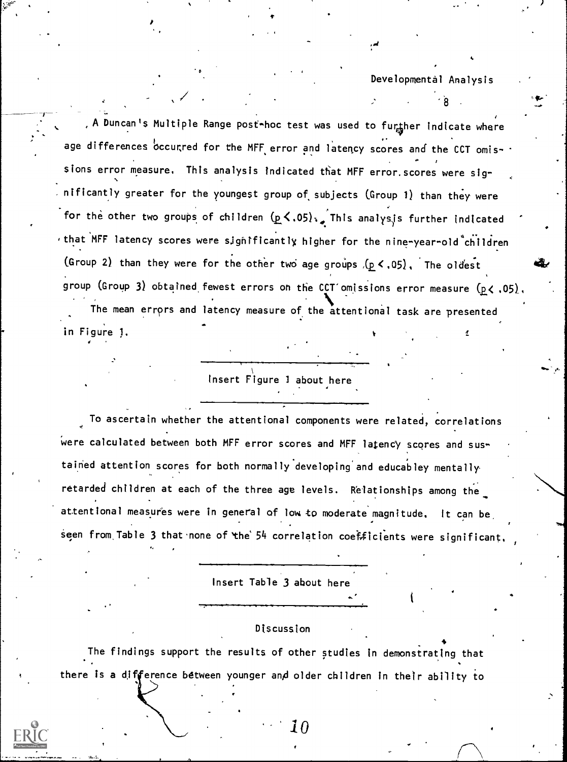A Duncan's Multiple Range post-hoc test was used to further indicate where age differences occurred for the MFF error and latency scores and the CCT omissions error measure. This analysis indicated that MFF error scores were significantly greater for the youngest group of subjects (Group 1) than they were for the other two groups of children ($p < .05$). This analysis further indicated that MFF latency scores were significantly higher for the nine-year-old children (Group 2) than they were for the other two age groups ($p < .05$). The oldest group (Group 3) obtained fewest errors on the CCT omissions error measure ($p < .05$).

The mean errors and latency measure of the attentional task are presented in Figure 1.

---

Insert Figure 1 about here

---

To ascertain whether the attentional components were related, correlations were calculated between both MFF error scores and MFF latency scores and sustained attention scores for both normally developing and educabley mentally retarded children at each of the three age levels. Relationships among the attentional measures were in general of low to moderate magnitude. It can be seen from Table 3 that none of the 54 correlation coefficients were significant.

---

Insert Table 3 about here

---

## Discussion

The findings support the results of other studies in demonstrating that there is a difference between younger and older children in their ability to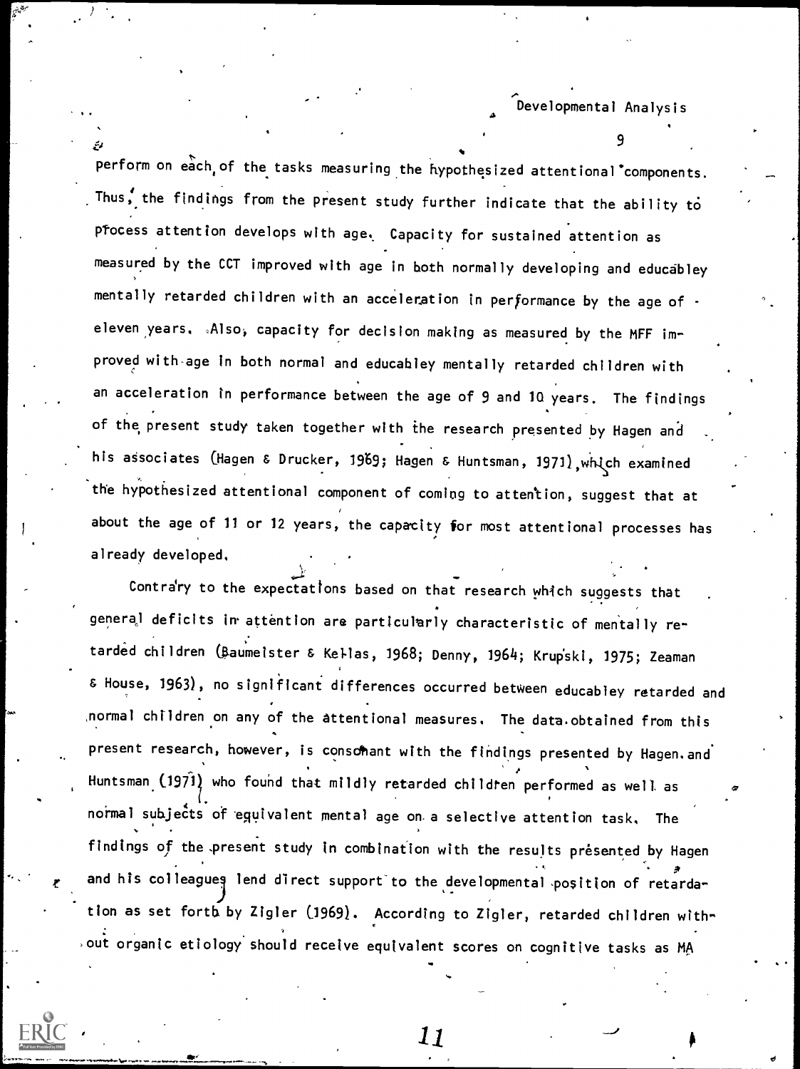perform on each of the tasks measuring the hypothesized attentional components. Thus, the findings from the present study further indicate that the ability to process attention develops with age. Capacity for sustained attention as measured by the CCT improved with age in both normally developing and educabley mentally retarded children with an acceleration in performance by the age of eleven years. Also, capacity for decision making as measured by the MFF improved with age in both normal and educabley mentally retarded children with an acceleration in performance between the age of 9 and 10 years. The findings of the present study taken together with the research presented by Hagen and his associates (Hagen & Drucker, 1969; Hagen & Huntsman, 1971), which examined the hypothesized attentional component of coming to attention, suggest that at about the age of 11 or 12 years, the capacity for most attentional processes has already developed.

Contrary to the expectations based on that research which suggests that general deficits in attention are particularly characteristic of mentally retarded children (Baumeister & Kellas, 1968; Denny, 1964; Krupski, 1975; Zeaman & House, 1963), no significant differences occurred between educabley retarded and normal children on any of the attentional measures. The data obtained from this present research, however, is consonant with the findings presented by Hagen and Huntsman (1971) who found that mildly retarded children performed as well as normal subjects of equivalent mental age on a selective attention task. The findings of the present study in combination with the results presented by Hagen and his colleagues lend direct support to the developmental position of retardation as set forth by Zigler (1969). According to Zigler, retarded children without organic etiology should receive equivalent scores on cognitive tasks as MA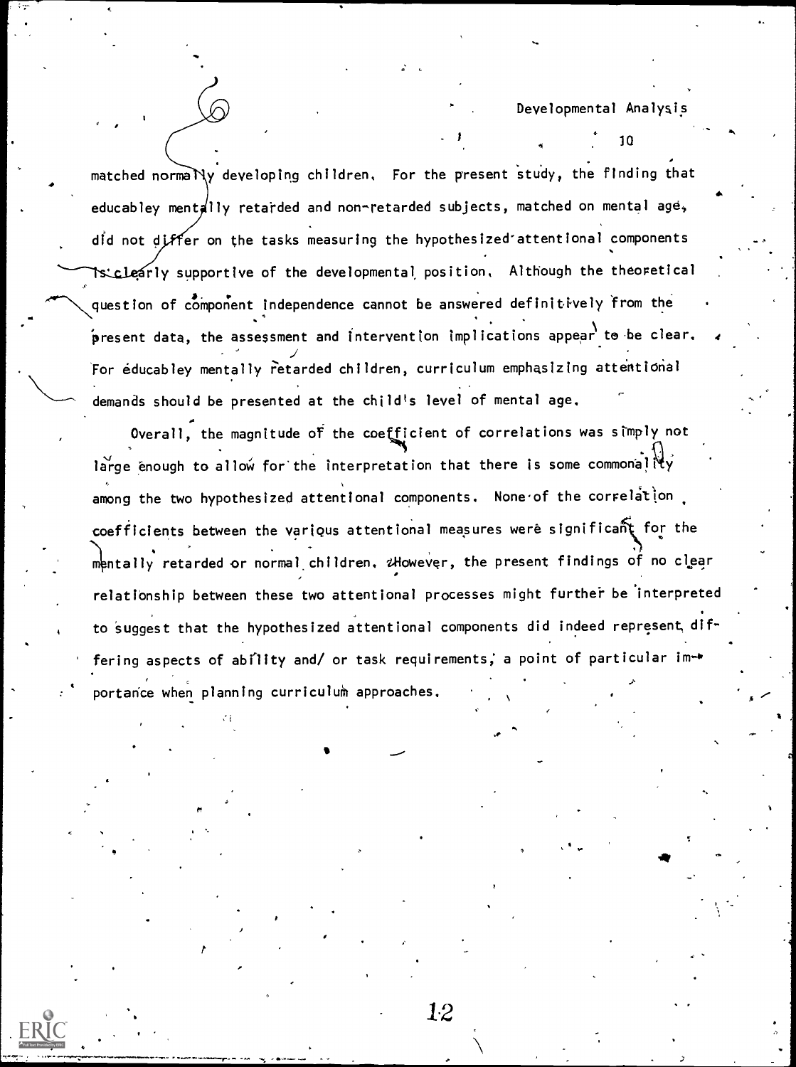matched normally developing children. For the present study, the finding that educabley mentally retarded and non-retarded subjects, matched on mental age, did not differ on the tasks measuring the hypothesized attentional components is clearly supportive of the developmental position. Although the theoretical question of component independence cannot be answered definitively from the present data, the assessment and intervention implications appear to be clear. For educabley mentally retarded children, curriculum emphasizing attentional demands should be presented at the child's level of mental age.

Overall, the magnitude of the coefficient of correlations was simply not large enough to allow for the interpretation that there is some commonality among the two hypothesized attentional components. None of the correlation coefficients between the various attentional measures were significant for the mentally retarded or normal children. However, the present findings of no clear relationship between these two attentional processes might further be interpreted to suggest that the hypothesized attentional components did indeed represent differing aspects of ability and/ or task requirements, a point of particular importance when planning curriculum approaches.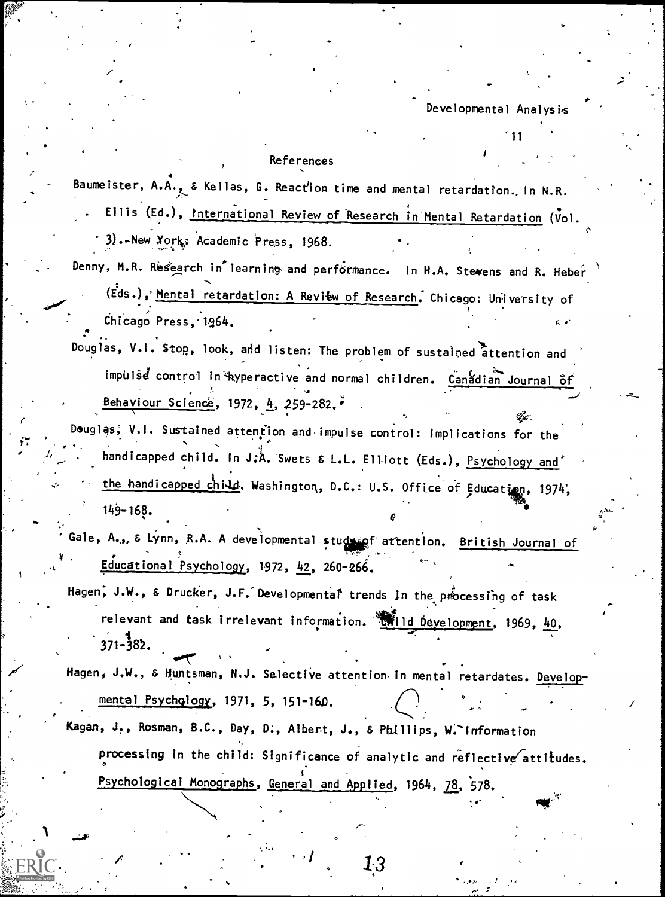## References

Baumeister, A.A., & Kellas, G. Reaction time and mental retardation. In N.R. Ellis (Ed.), International Review of Research in Mental Retardation (Vol. 3). New York: Academic Press, 1968.

Denny, M.R. Research in learning and performance. In H.A. Stevens and R. Heber (Eds.), Mental retardation: A Review of Research. Chicago: University of Chicago Press, 1964.

Douglas, V.I. Stop, look, and listen: The problem of sustained attention and impulse control in hyperactive and normal children. Canadian Journal of Behaviour Science, 1972, 4, 259-282.

Douglas, V.I. Sustained attention and impulse control: Implications for the handicapped child. In J.A. Swets & L.L. Elliott (Eds.), Psychology and the handicapped child. Washington, D.C.: U.S. Office of Education, 1974, 149-168.

Gale, A., & Lynn, R.A. A developmental study of attention. British Journal of Educational Psychology, 1972, 42, 260-266.

Hagen, J.W., & Drucker, J.F. Developmental trends in the processing of task relevant and task irrelevant information. Child Development, 1969, 40, 371-382.

Hagen, J.W., & Huntsman, N.J. Selective attention in mental retardates. Developmental Psychology, 1971, 5, 151-160.

Kagan, J., Rosman, B.C., Day, D., Albert, J., & Phillips, W. Information processing in the child: Significance of analytic and reflective attitudes. Psychological Monographs, General and Applied, 1964, 78, 578.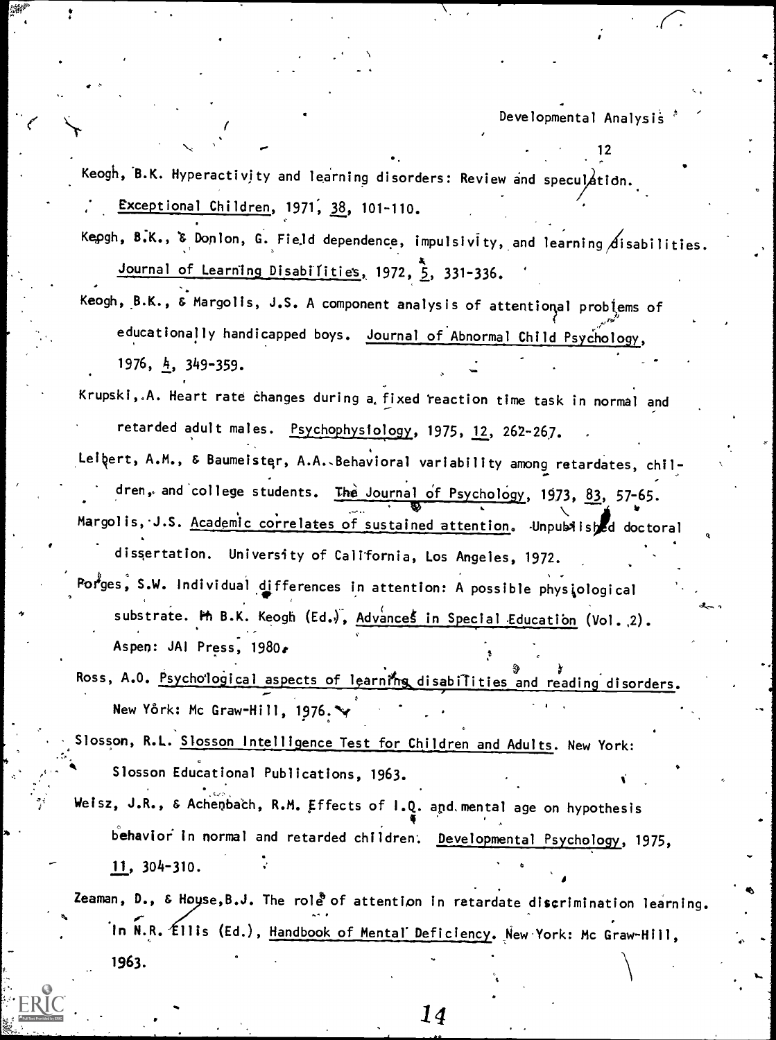Keogh, B.K. Hyperactivity and learning disorders: Review and speculation. *Exceptional Children*, 1971, *38*, 101-110.

Keogh, B.K., & Donlon, G. Field dependence, impulsivity, and learning disabilities. *Journal of Learning Disabilities*, 1972, *5*, 331-336.

Keogh, B.K., & Margolis, J.S. A component analysis of attentional problems of educationally handicapped boys. *Journal of Abnormal Child Psychology*, 1976, *4*, 349-359.

Krupski, A. Heart rate changes during a fixed reaction time task in normal and retarded adult males. *Psychophysiology*, 1975, *12*, 262-267.

Leibert, A.M., & Baumeister, A.A. Behavioral variability among retardates, children, and college students. *The Journal of Psychology*, 1973, *83*, 57-65.

Margolis, J.S. *Academic correlates of sustained attention*. Unpublished doctoral dissertation. University of California, Los Angeles, 1972.

Porges, S.W. Individual differences in attention: A possible physiological substrate. In B.K. Keogh (Ed.), *Advances in Special Education* (Vol. 2). Aspen: JAI Press, 1980.

Ross, A.O. *Psychological aspects of learning disabilities and reading disorders*. New York: Mc Graw-Hill, 1976.

Slosson, R.L. *Slosson Intelligence Test for Children and Adults*. New York: Slosson Educational Publications, 1963.

Weisz, J.R., & Achenbach, R.M. Effects of I.Q. and mental age on hypothesis behavior in normal and retarded children. *Developmental Psychology*, 1975, *11*, 304-310.

Zeaman, D., & House, B.J. The role of attention in retardate discrimination learning. In N.R. Ellis (Ed.), *Handbook of Mental Deficiency*. New York: Mc Graw-Hill, 1963.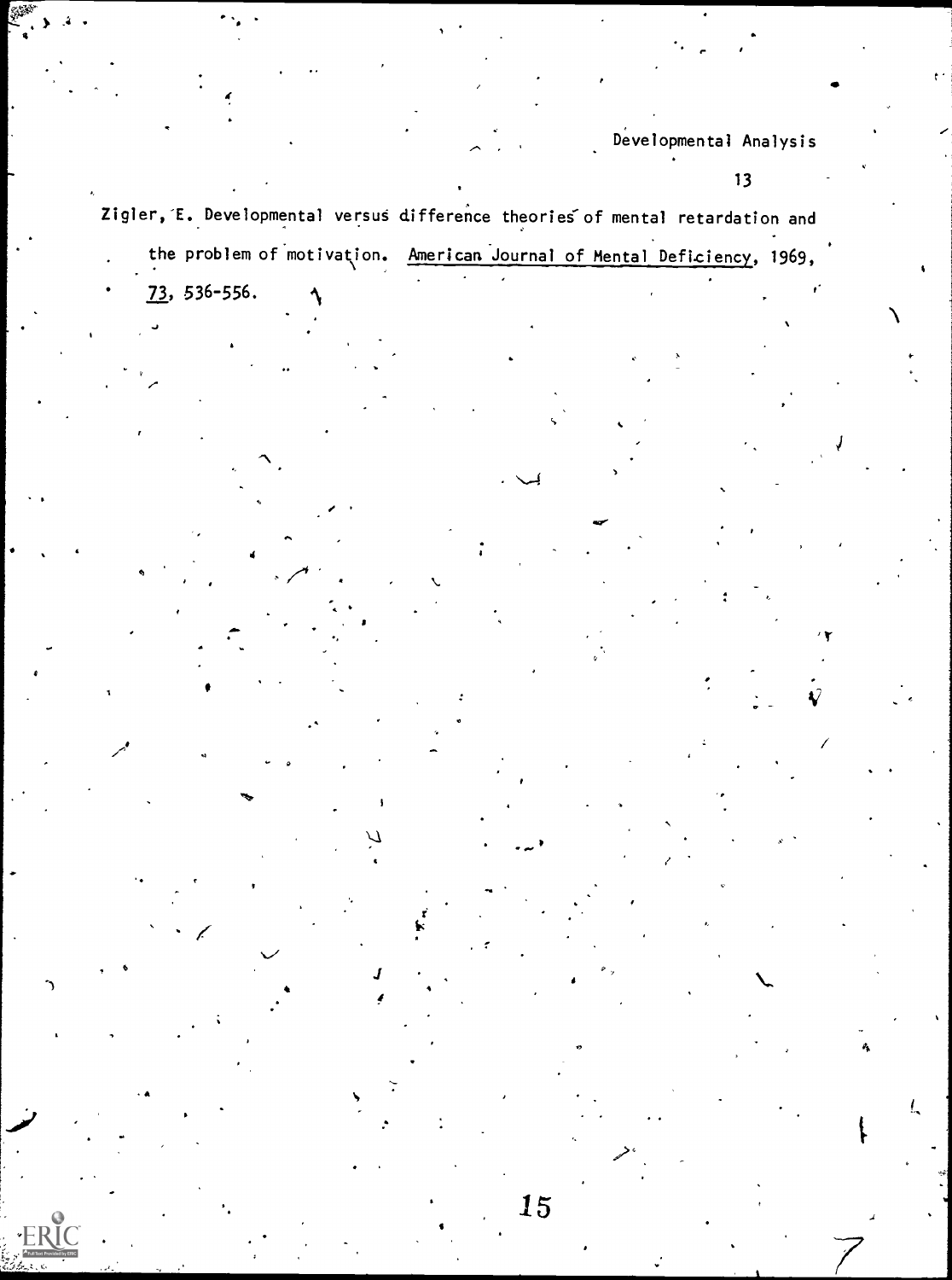Zigler, E. Developmental versus difference theories of mental retardation and the problem of motivation. _American Journal of Mental Deficiency_, 1969, _73_, 536-556.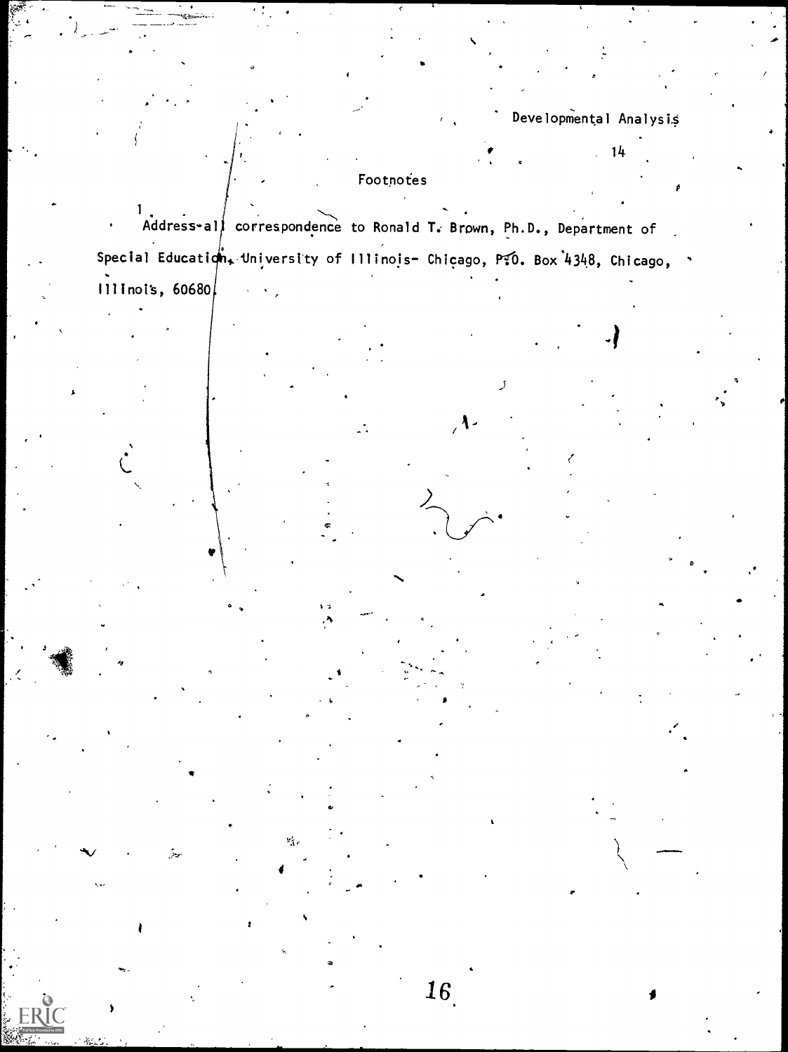## Footnotes

[1] Address all correspondence to Ronald T. Brown, Ph.D., Department of Special Education, University of Illinois- Chicago, P.O. Box 4348, Chicago, Illinois, 60680.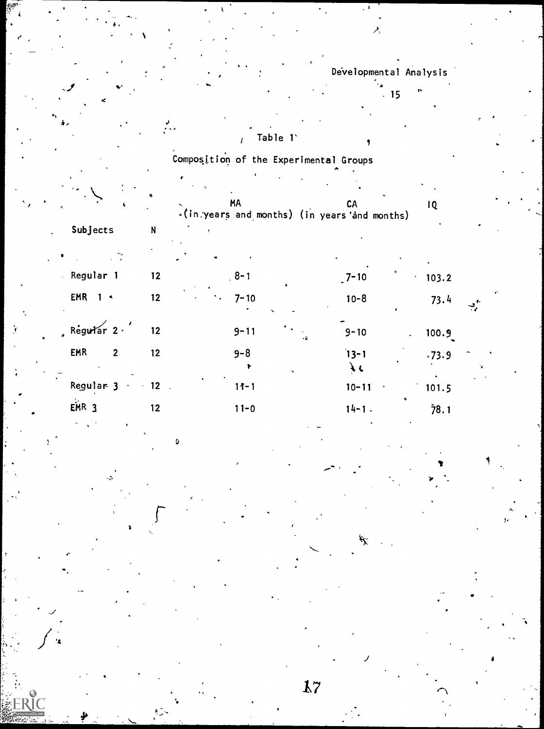Table 1

Composition of the Experimental Groups

| Subjects | N | MA (in years and months) | CA (in years and months) | IQ |
|---|---|---|---|---|
| Regular 1 | 12 | 8-1 | 7-10 | 103.2 |
| EMR 1 | 12 | 7-10 | 10-8 | 73.4 |
| Regular 2 | 12 | 9-11 | 9-10 | 100.9 |
| EMR 2 | 12 | 9-8 | 13-1 | 73.9 |
| Regular 3 | 12 | 11-1 | 10-11 | 101.5 |
| EMR 3 | 12 | 11-0 | 14-1 | 78.1 |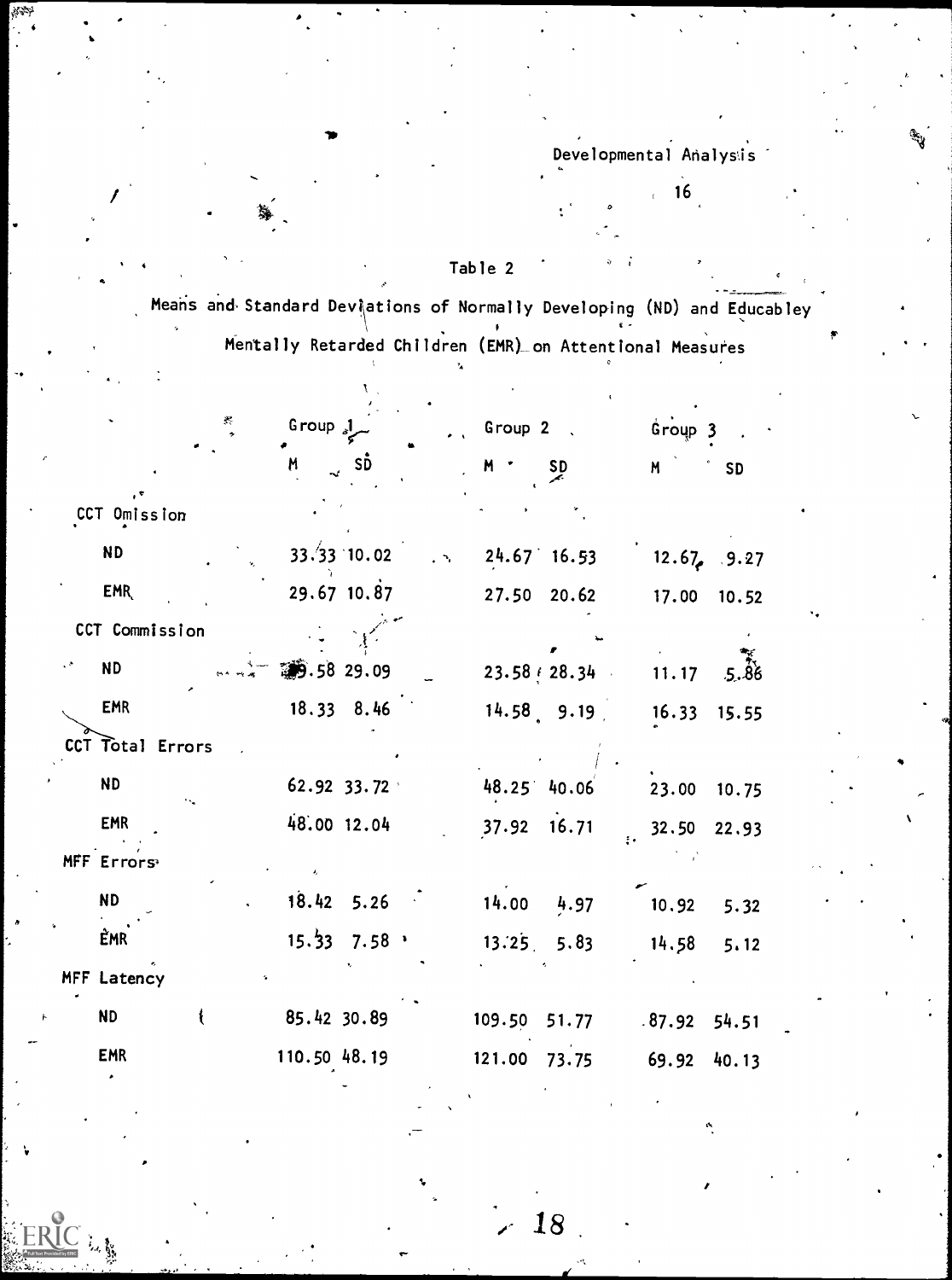Table 2

Means and Standard Deviations of Normally Developing (ND) and Educabley Mentally Retarded Children (EMR) on Attentional Measures

| | Group 1 | | Group 2 | | Group 3 | |
|---|---|---|---|---|---|---|
| | M | SD | M | SD | M | SD |
| CCT Omission | | | | | | |
| ND | 33.33 | 10.02 | 24.67 | 16.53 | 12.67 | 9.27 |
| EMR | 29.67 | 10.87 | 27.50 | 20.62 | 17.00 | 10.52 |
| CCT Commission | | | | | | |
| ND | 29.58 | 29.09 | 23.58 | 28.34 | 11.17 | 5.86 |
| EMR | 18.33 | 8.46 | 14.58 | 9.19 | 16.33 | 15.55 |
| CCT Total Errors | | | | | | |
| ND | 62.92 | 33.72 | 48.25 | 40.06 | 23.00 | 10.75 |
| EMR | 48.00 | 12.04 | 37.92 | 16.71 | 32.50 | 22.93 |
| MFF Errors | | | | | | |
| ND | 18.42 | 5.26 | 14.00 | 4.97 | 10.92 | 5.32 |
| EMR | 15.33 | 7.58 | 13.25 | 5.83 | 14.58 | 5.12 |
| MFF Latency | | | | | | |
| ND | 85.42 | 30.89 | 109.50 | 51.77 | 87.92 | 54.51 |
| EMR | 110.50 | 48.19 | 121.00 | 73.75 | 69.92 | 40.13 |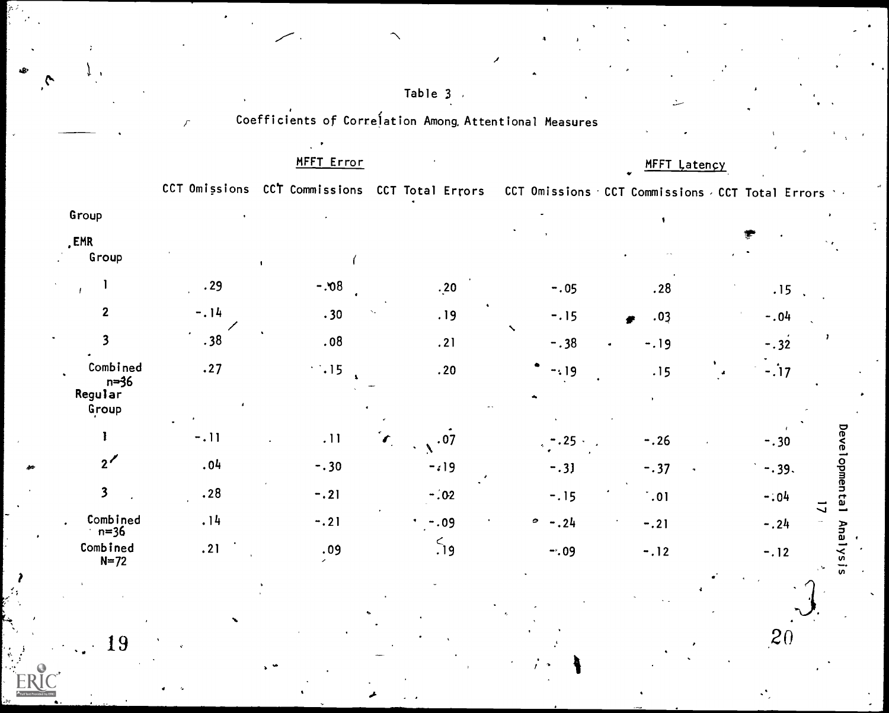Table 3

Coefficients of Correlation Among Attentional Measures

| Group | MFFT Error | | | MFFT Latency | | |
|---|---|---|---|---|---|---|
| | CCT Omissions | CCT Commissions | CCT Total Errors | CCT Omissions | CCT Commissions | CCT Total Errors |
| **EMR Group** | | | | | | |
| 1 | .29 | -.08 | .20 | -.05 | .28 | .15 |
| 2 | -.14 | .30 | .19 | -.15 | .03 | -.04 |
| 3 | .38 | .08 | .21 | -.38 | -.19 | -.32 |
| Combined n=36 | .27 | .15 | .20 | -.19 | .15 | -.17 |
| **Regular Group** | | | | | | |
| 1 | -.11 | .11 | .07 | -.25 | -.26 | -.30 |
| 2 | .04 | -.30 | -.19 | -.31 | -.37 | -.39 |
| 3 | .28 | -.21 | -.02 | -.15 | .01 | -.04 |
| Combined n=36 | .14 | -.21 | -.09 | -.24 | -.21 | -.24 |
| Combined N=72 | .21 | .09 | .19 | -.09 | -.12 | -.12 |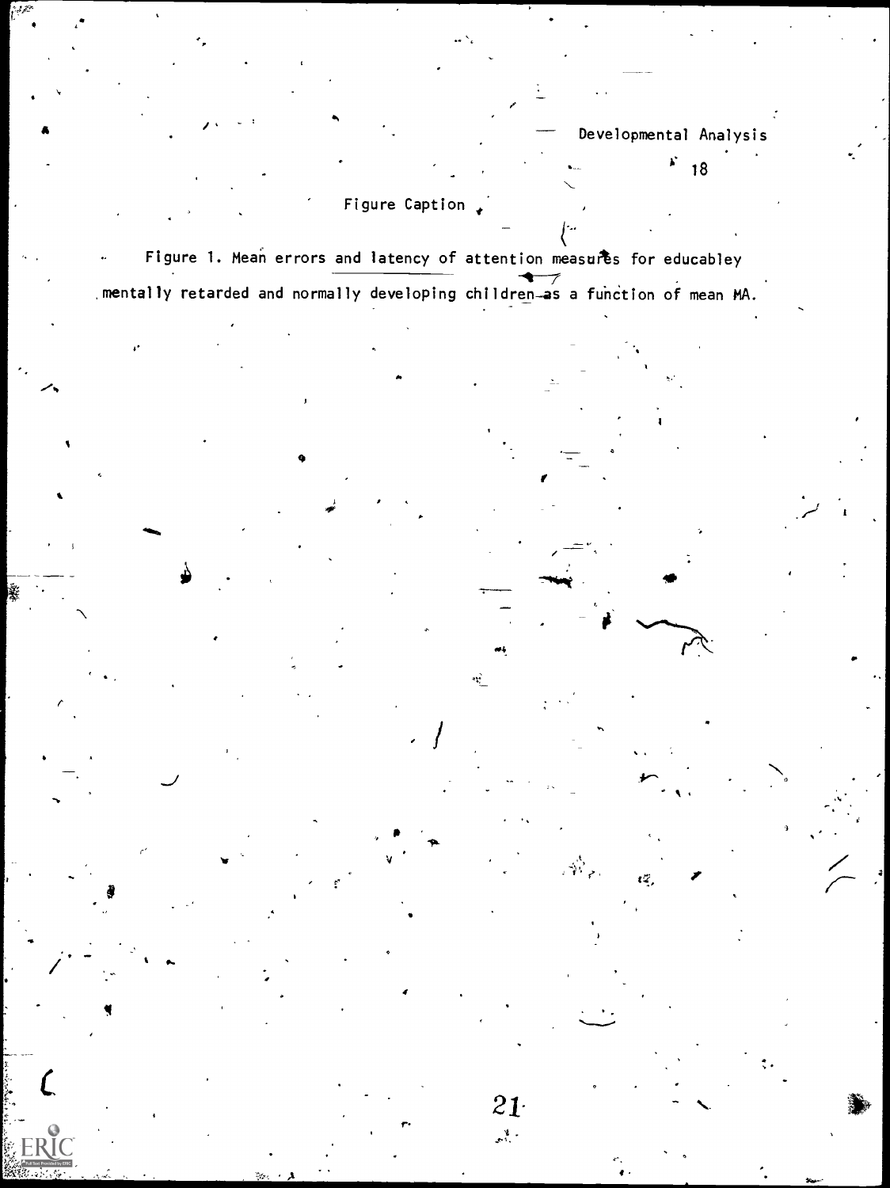Figure Caption

Figure 1. Mean errors and latency of attention measures for educabley mentally retarded and normally developing children as a function of mean MA.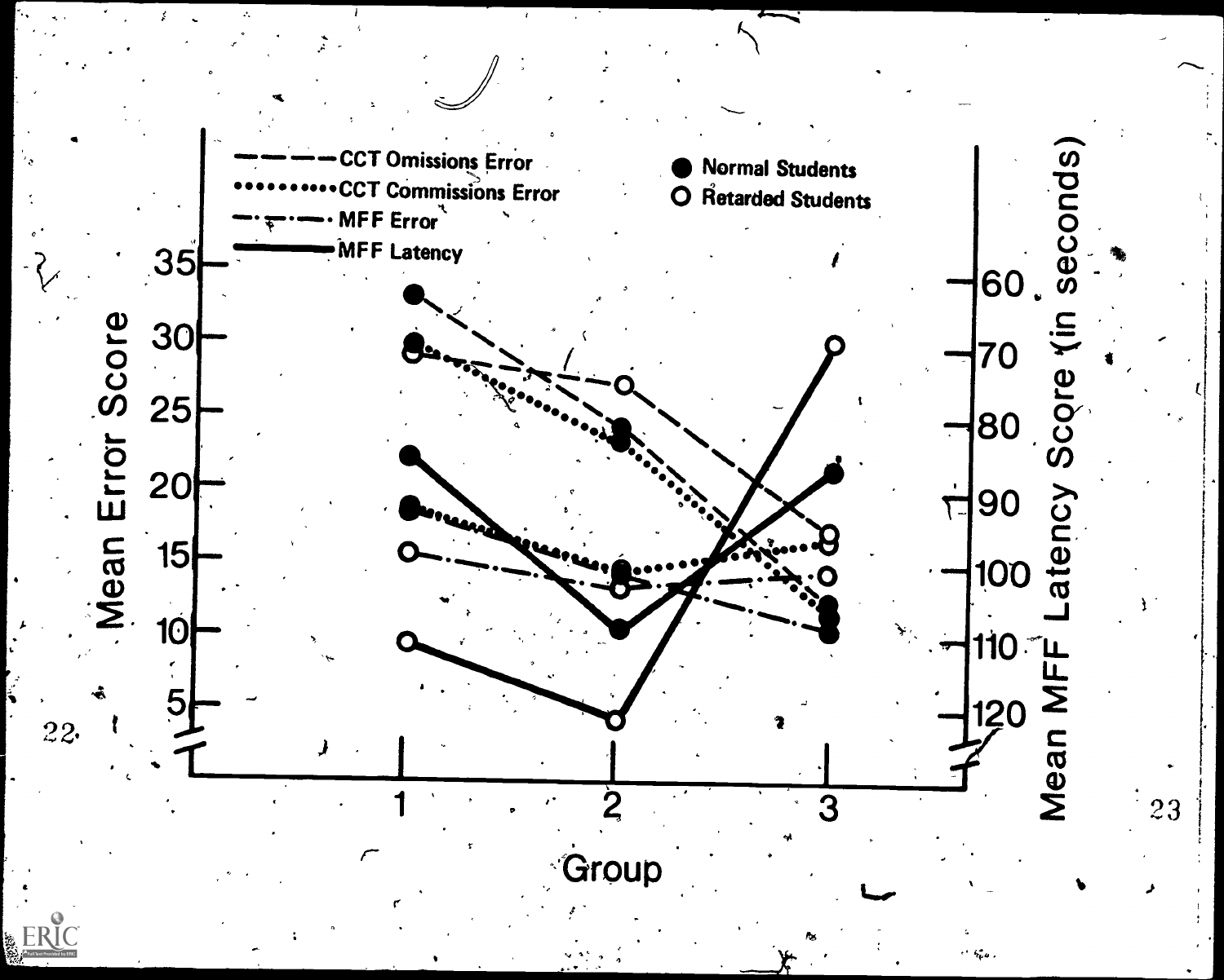CCT Omissions Error
CCT Commissions Error
MFF Error
MFF Latency

Normal Students
Retarded Students

Mean Error Score

35
30
25
20
15
10
5

Mean MFF Latency Score (in seconds)

60
70
80
90
100
110
120

1
2
3

Group